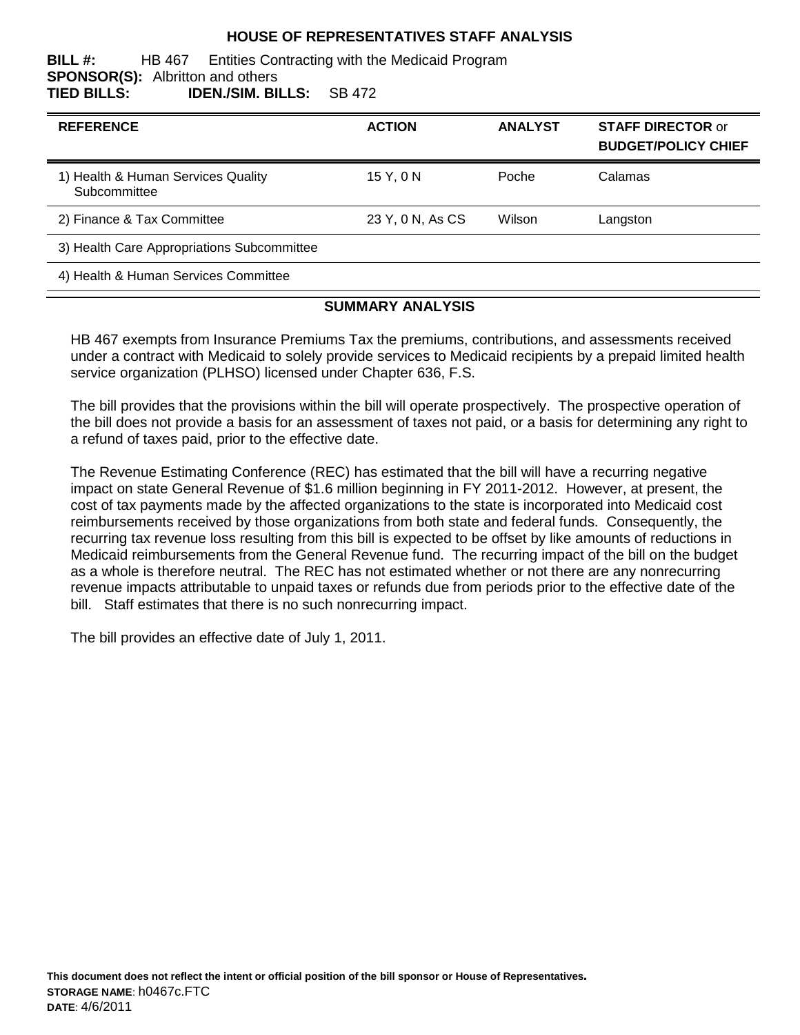# HOUSE OF REPRESENTATIVES STAFF ANALYSIS

**BILL #:** HB 467 Entities Contracting with the Medicaid Program
**SPONSOR(S):** Albritton and others
**TIED BILLS:** **IDEN./SIM. BILLS:** SB 472

| REFERENCE | ACTION | ANALYST | STAFF DIRECTOR or BUDGET/POLICY CHIEF |
|---|---|---|---|
| 1) Health & Human Services Quality Subcommittee | 15 Y, 0 N | Poche | Calamas |
| 2) Finance & Tax Committee | 23 Y, 0 N, As CS | Wilson | Langston |
| 3) Health Care Appropriations Subcommittee | | | |
| 4) Health & Human Services Committee | | | |

## SUMMARY ANALYSIS

HB 467 exempts from Insurance Premiums Tax the premiums, contributions, and assessments received under a contract with Medicaid to solely provide services to Medicaid recipients by a prepaid limited health service organization (PLHSO) licensed under Chapter 636, F.S.

The bill provides that the provisions within the bill will operate prospectively. The prospective operation of the bill does not provide a basis for an assessment of taxes not paid, or a basis for determining any right to a refund of taxes paid, prior to the effective date.

The Revenue Estimating Conference (REC) has estimated that the bill will have a recurring negative impact on state General Revenue of $1.6 million beginning in FY 2011-2012. However, at present, the cost of tax payments made by the affected organizations to the state is incorporated into Medicaid cost reimbursements received by those organizations from both state and federal funds. Consequently, the recurring tax revenue loss resulting from this bill is expected to be offset by like amounts of reductions in Medicaid reimbursements from the General Revenue fund. The recurring impact of the bill on the budget as a whole is therefore neutral. The REC has not estimated whether or not there are any nonrecurring revenue impacts attributable to unpaid taxes or refunds due from periods prior to the effective date of the bill. Staff estimates that there is no such nonrecurring impact.

The bill provides an effective date of July 1, 2011.

**This document does not reflect the intent or official position of the bill sponsor or House of Representatives.**
**STORAGE NAME**: h0467c.FTC
**DATE**: 4/6/2011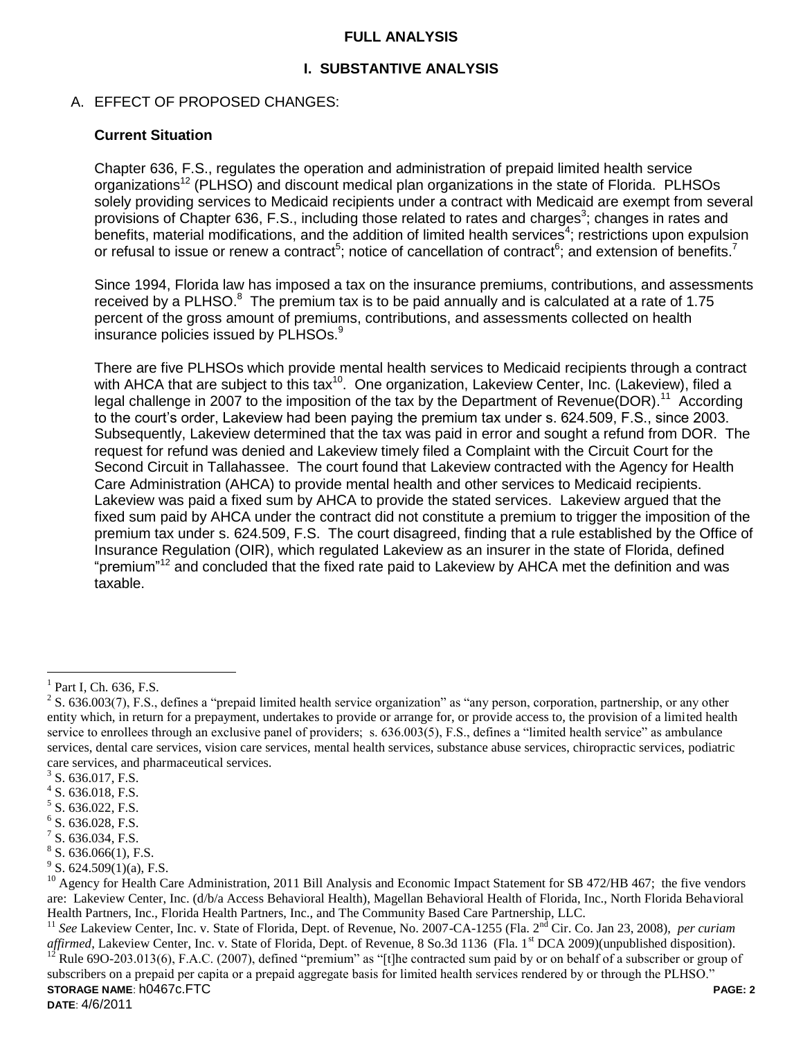**FULL ANALYSIS**

## I. SUBSTANTIVE ANALYSIS

### A. EFFECT OF PROPOSED CHANGES:

**Current Situation**

Chapter 636, F.S., regulates the operation and administration of prepaid limited health service organizations[12] (PLHSO) and discount medical plan organizations in the state of Florida. PLHSOs solely providing services to Medicaid recipients under a contract with Medicaid are exempt from several provisions of Chapter 636, F.S., including those related to rates and charges[3]; changes in rates and benefits, material modifications, and the addition of limited health services[4]; restrictions upon expulsion or refusal to issue or renew a contract[5]; notice of cancellation of contract[6]; and extension of benefits.[7]

Since 1994, Florida law has imposed a tax on the insurance premiums, contributions, and assessments received by a PLHSO.[8] The premium tax is to be paid annually and is calculated at a rate of 1.75 percent of the gross amount of premiums, contributions, and assessments collected on health insurance policies issued by PLHSOs.[9]

There are five PLHSOs which provide mental health services to Medicaid recipients through a contract with AHCA that are subject to this tax[10]. One organization, Lakeview Center, Inc. (Lakeview), filed a legal challenge in 2007 to the imposition of the tax by the Department of Revenue(DOR).[11] According to the court's order, Lakeview had been paying the premium tax under s. 624.509, F.S., since 2003. Subsequently, Lakeview determined that the tax was paid in error and sought a refund from DOR. The request for refund was denied and Lakeview timely filed a Complaint with the Circuit Court for the Second Circuit in Tallahassee. The court found that Lakeview contracted with the Agency for Health Care Administration (AHCA) to provide mental health and other services to Medicaid recipients. Lakeview was paid a fixed sum by AHCA to provide the stated services. Lakeview argued that the fixed sum paid by AHCA under the contract did not constitute a premium to trigger the imposition of the premium tax under s. 624.509, F.S. The court disagreed, finding that a rule established by the Office of Insurance Regulation (OIR), which regulated Lakeview as an insurer in the state of Florida, defined "premium"[12] and concluded that the fixed rate paid to Lakeview by AHCA met the definition and was taxable.

---

[1] Part I, Ch. 636, F.S.

[2] S. 636.003(7), F.S., defines a "prepaid limited health service organization" as "any person, corporation, partnership, or any other entity which, in return for a prepayment, undertakes to provide or arrange for, or provide access to, the provision of a limited health service to enrollees through an exclusive panel of providers; s. 636.003(5), F.S., defines a "limited health service" as ambulance services, dental care services, vision care services, mental health services, substance abuse services, chiropractic services, podiatric care services, and pharmaceutical services.

[3] S. 636.017, F.S.

[4] S. 636.018, F.S.

[5] S. 636.022, F.S.

[6] S. 636.028, F.S.

[7] S. 636.034, F.S.

[8] S. 636.066(1), F.S.

[9] S. 624.509(1)(a), F.S.

[10] Agency for Health Care Administration, 2011 Bill Analysis and Economic Impact Statement for SB 472/HB 467; the five vendors are: Lakeview Center, Inc. (d/b/a Access Behavioral Health), Magellan Behavioral Health of Florida, Inc., North Florida Behavioral Health Partners, Inc., Florida Health Partners, Inc., and The Community Based Care Partnership, LLC.

[11] *See* Lakeview Center, Inc. v. State of Florida, Dept. of Revenue, No. 2007-CA-1255 (Fla. 2nd Cir. Co. Jan 23, 2008), *per curiam affirmed*, Lakeview Center, Inc. v. State of Florida, Dept. of Revenue, 8 So.3d 1136 (Fla. 1st DCA 2009)(unpublished disposition).

[12] Rule 69O-203.013(6), F.A.C. (2007), defined "premium" as "[t]he contracted sum paid by or on behalf of a subscriber or group of subscribers on a prepaid per capita or a prepaid aggregate basis for limited health services rendered by or through the PLHSO."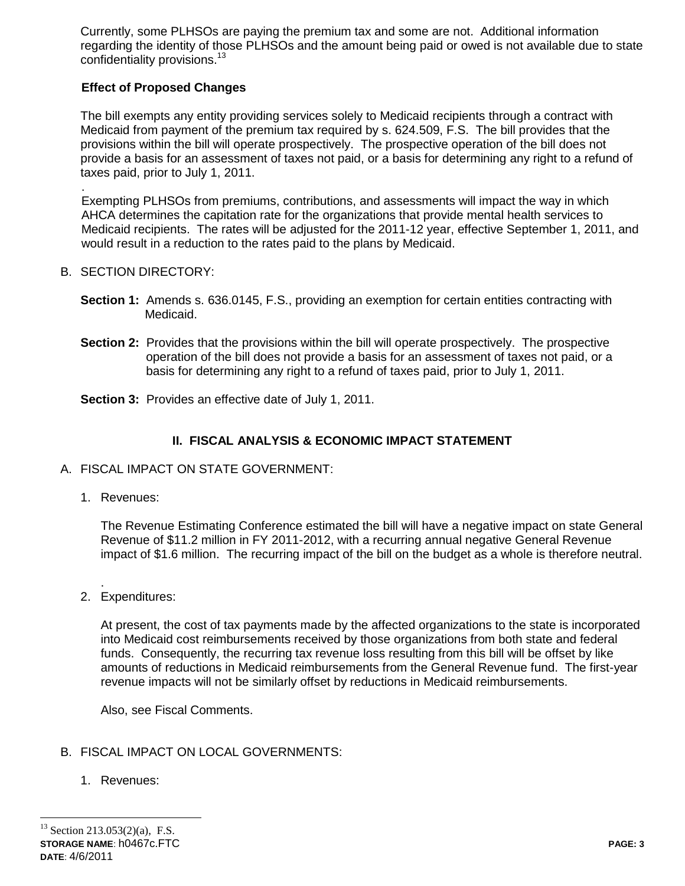Currently, some PLHSOs are paying the premium tax and some are not. Additional information regarding the identity of those PLHSOs and the amount being paid or owed is not available due to state confidentiality provisions.[13]

**Effect of Proposed Changes**

The bill exempts any entity providing services solely to Medicaid recipients through a contract with Medicaid from payment of the premium tax required by s. 624.509, F.S. The bill provides that the provisions within the bill will operate prospectively. The prospective operation of the bill does not provide a basis for an assessment of taxes not paid, or a basis for determining any right to a refund of taxes paid, prior to July 1, 2011.

.

Exempting PLHSOs from premiums, contributions, and assessments will impact the way in which AHCA determines the capitation rate for the organizations that provide mental health services to Medicaid recipients. The rates will be adjusted for the 2011-12 year, effective September 1, 2011, and would result in a reduction to the rates paid to the plans by Medicaid.

B. SECTION DIRECTORY:

**Section 1:** Amends s. 636.0145, F.S., providing an exemption for certain entities contracting with Medicaid.

**Section 2:** Provides that the provisions within the bill will operate prospectively. The prospective operation of the bill does not provide a basis for an assessment of taxes not paid, or a basis for determining any right to a refund of taxes paid, prior to July 1, 2011.

**Section 3:** Provides an effective date of July 1, 2011.

## II. FISCAL ANALYSIS & ECONOMIC IMPACT STATEMENT

A. FISCAL IMPACT ON STATE GOVERNMENT:

1. Revenues:

   The Revenue Estimating Conference estimated the bill will have a negative impact on state General Revenue of $11.2 million in FY 2011-2012, with a recurring annual negative General Revenue impact of $1.6 million. The recurring impact of the bill on the budget as a whole is therefore neutral.

   .

2. Expenditures:

   At present, the cost of tax payments made by the affected organizations to the state is incorporated into Medicaid cost reimbursements received by those organizations from both state and federal funds. Consequently, the recurring tax revenue loss resulting from this bill will be offset by like amounts of reductions in Medicaid reimbursements from the General Revenue fund. The first-year revenue impacts will not be similarly offset by reductions in Medicaid reimbursements.

   Also, see Fiscal Comments.

B. FISCAL IMPACT ON LOCAL GOVERNMENTS:

1. Revenues:

---

[13] Section 213.053(2)(a), F.S.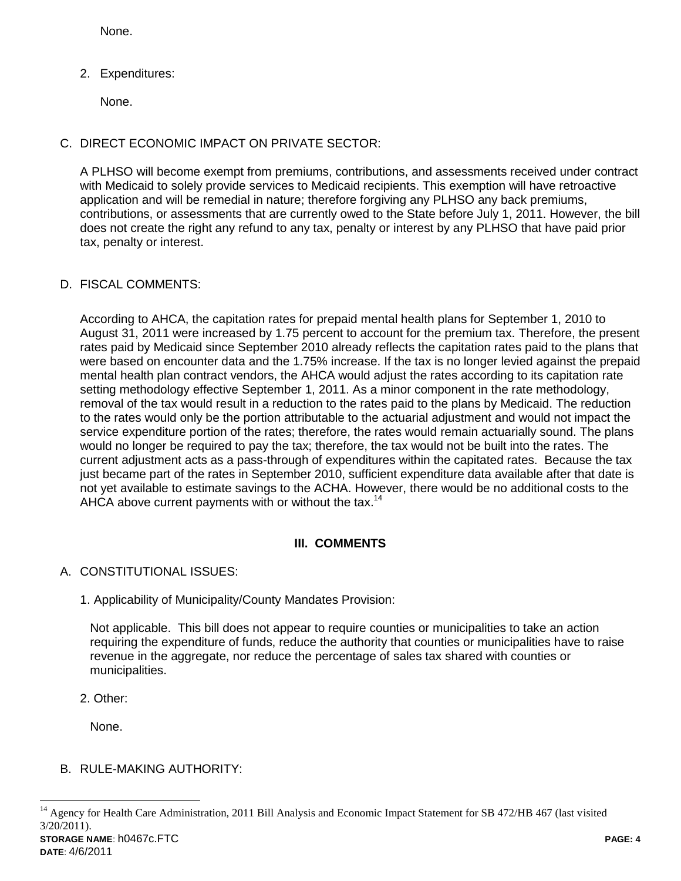None.

2. Expenditures:

   None.

C. DIRECT ECONOMIC IMPACT ON PRIVATE SECTOR:

A PLHSO will become exempt from premiums, contributions, and assessments received under contract with Medicaid to solely provide services to Medicaid recipients. This exemption will have retroactive application and will be remedial in nature; therefore forgiving any PLHSO any back premiums, contributions, or assessments that are currently owed to the State before July 1, 2011. However, the bill does not create the right any refund to any tax, penalty or interest by any PLHSO that have paid prior tax, penalty or interest.

D. FISCAL COMMENTS:

According to AHCA, the capitation rates for prepaid mental health plans for September 1, 2010 to August 31, 2011 were increased by 1.75 percent to account for the premium tax. Therefore, the present rates paid by Medicaid since September 2010 already reflects the capitation rates paid to the plans that were based on encounter data and the 1.75% increase. If the tax is no longer levied against the prepaid mental health plan contract vendors, the AHCA would adjust the rates according to its capitation rate setting methodology effective September 1, 2011. As a minor component in the rate methodology, removal of the tax would result in a reduction to the rates paid to the plans by Medicaid. The reduction to the rates would only be the portion attributable to the actuarial adjustment and would not impact the service expenditure portion of the rates; therefore, the rates would remain actuarially sound. The plans would no longer be required to pay the tax; therefore, the tax would not be built into the rates. The current adjustment acts as a pass-through of expenditures within the capitated rates. Because the tax just became part of the rates in September 2010, sufficient expenditure data available after that date is not yet available to estimate savings to the ACHA. However, there would be no additional costs to the AHCA above current payments with or without the tax.[14]

## III. COMMENTS

A. CONSTITUTIONAL ISSUES:

1. Applicability of Municipality/County Mandates Provision:

   Not applicable. This bill does not appear to require counties or municipalities to take an action requiring the expenditure of funds, reduce the authority that counties or municipalities have to raise revenue in the aggregate, nor reduce the percentage of sales tax shared with counties or municipalities.

2. Other:

   None.

B. RULE-MAKING AUTHORITY:

---

[14] Agency for Health Care Administration, 2011 Bill Analysis and Economic Impact Statement for SB 472/HB 467 (last visited 3/20/2011).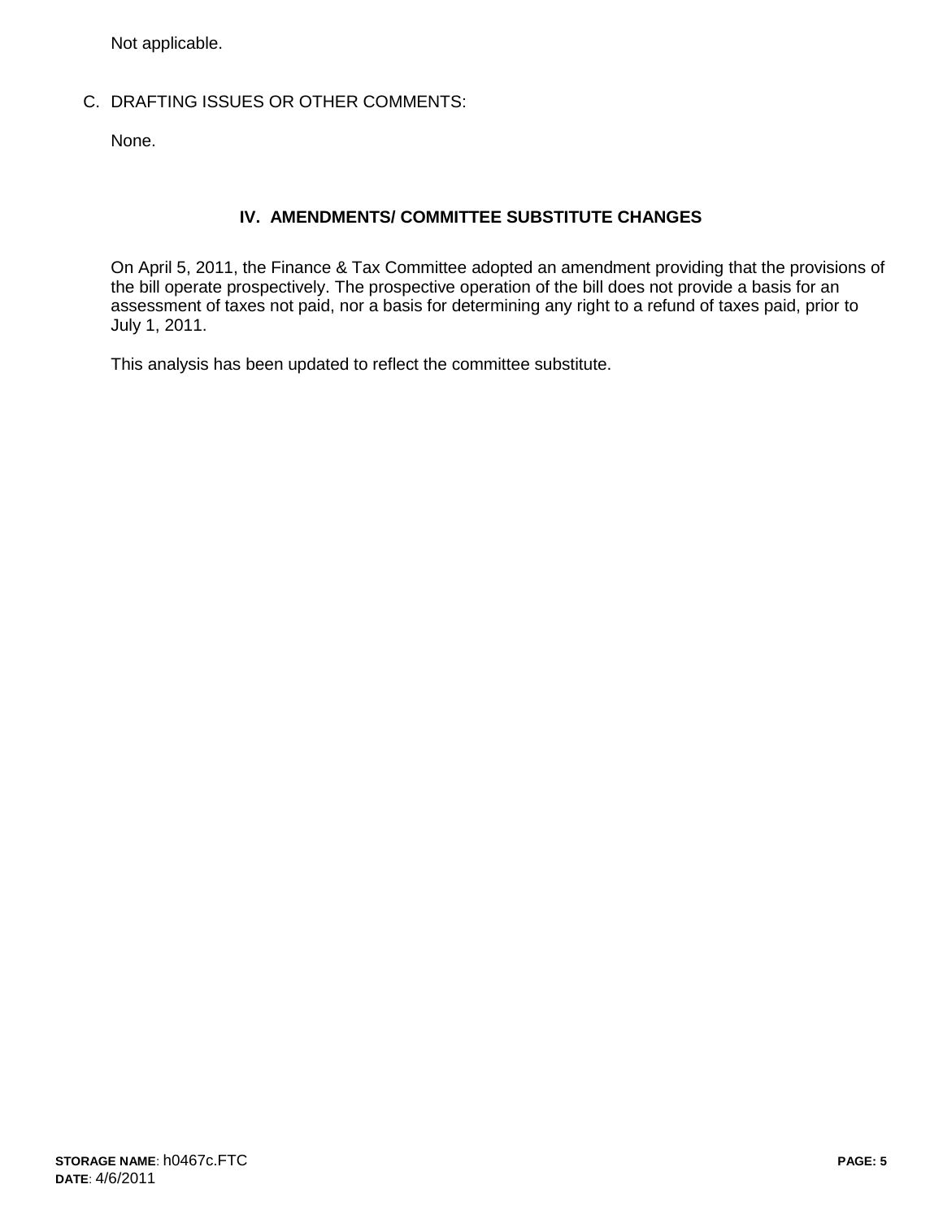Not applicable.

C. DRAFTING ISSUES OR OTHER COMMENTS:

None.

## IV. AMENDMENTS/ COMMITTEE SUBSTITUTE CHANGES

On April 5, 2011, the Finance & Tax Committee adopted an amendment providing that the provisions of the bill operate prospectively. The prospective operation of the bill does not provide a basis for an assessment of taxes not paid, nor a basis for determining any right to a refund of taxes paid, prior to July 1, 2011.

This analysis has been updated to reflect the committee substitute.